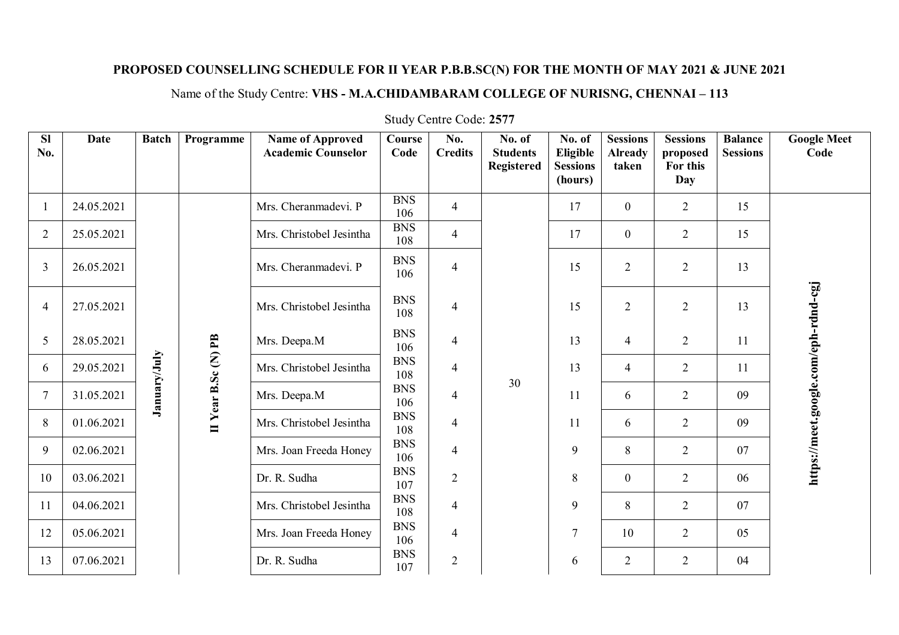**PROPOSED COUNSELLING SCHEDULE FOR II YEAR P.B.B.SC(N) FOR THE MONTH OF MAY 2021 & JUNE 2021**

Name of the Study Centre: **VHS - M.A.CHIDAMBARAM COLLEGE OF NURISNG, CHENNAI – 113**

Study Centre Code: **2577**

| Sl No. | Date | Batch | Programme | Name of Approved Academic Counselor | Course Code | No. Credits | No. of Students Registered | No. of Eligible Sessions (hours) | Sessions Already taken | Sessions proposed For this Day | Balance Sessions | Google Meet Code |
|---|---|---|---|---|---|---|---|---|---|---|---|---|
| 1 | 24.05.2021 | January/July | II Year B.Sc (N) PB | Mrs. Cheranmadevi. P | BNS 106 | 4 | 30 | 17 | 0 | 2 | 15 | https://meet.google.com/eph-rdnd-cgj |
| 2 | 25.05.2021 | | | Mrs. Christobel Jesintha | BNS 108 | 4 | | 17 | 0 | 2 | 15 | |
| 3 | 26.05.2021 | | | Mrs. Cheranmadevi. P | BNS 106 | 4 | | 15 | 2 | 2 | 13 | |
| 4 | 27.05.2021 | | | Mrs. Christobel Jesintha | BNS 108 | 4 | | 15 | 2 | 2 | 13 | |
| 5 | 28.05.2021 | | | Mrs. Deepa.M | BNS 106 | 4 | | 13 | 4 | 2 | 11 | |
| 6 | 29.05.2021 | | | Mrs. Christobel Jesintha | BNS 108 | 4 | | 13 | 4 | 2 | 11 | |
| 7 | 31.05.2021 | | | Mrs. Deepa.M | BNS 106 | 4 | | 11 | 6 | 2 | 09 | |
| 8 | 01.06.2021 | | | Mrs. Christobel Jesintha | BNS 108 | 4 | | 11 | 6 | 2 | 09 | |
| 9 | 02.06.2021 | | | Mrs. Joan Freeda Honey | BNS 106 | 4 | | 9 | 8 | 2 | 07 | |
| 10 | 03.06.2021 | | | Dr. R. Sudha | BNS 107 | 2 | | 8 | 0 | 2 | 06 | |
| 11 | 04.06.2021 | | | Mrs. Christobel Jesintha | BNS 108 | 4 | | 9 | 8 | 2 | 07 | |
| 12 | 05.06.2021 | | | Mrs. Joan Freeda Honey | BNS 106 | 4 | | 7 | 10 | 2 | 05 | |
| 13 | 07.06.2021 | | | Dr. R. Sudha | BNS 107 | 2 | | 6 | 2 | 2 | 04 | |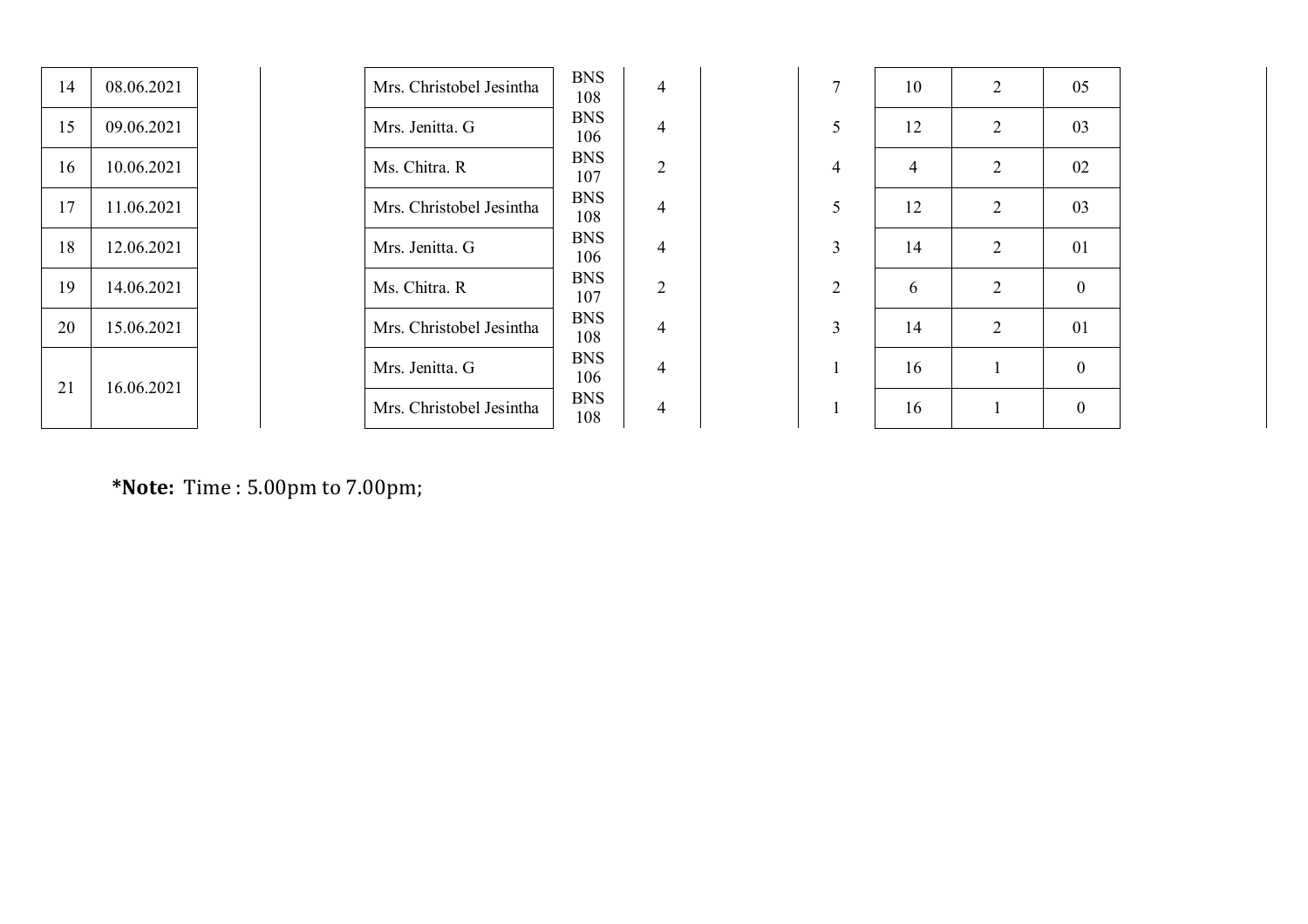| | | | | | | | | | | | |
|---|---|---|---|---|---|---|---|---|---|---|---|
| 14 | 08.06.2021 | | Mrs. Christobel Jesintha | BNS 108 | 4 | | 7 | 10 | 2 | 05 | |
| 15 | 09.06.2021 | | Mrs. Jenitta. G | BNS 106 | 4 | | 5 | 12 | 2 | 03 | |
| 16 | 10.06.2021 | | Ms. Chitra. R | BNS 107 | 2 | | 4 | 4 | 2 | 02 | |
| 17 | 11.06.2021 | | Mrs. Christobel Jesintha | BNS 108 | 4 | | 5 | 12 | 2 | 03 | |
| 18 | 12.06.2021 | | Mrs. Jenitta. G | BNS 106 | 4 | | 3 | 14 | 2 | 01 | |
| 19 | 14.06.2021 | | Ms. Chitra. R | BNS 107 | 2 | | 2 | 6 | 2 | 0 | |
| 20 | 15.06.2021 | | Mrs. Christobel Jesintha | BNS 108 | 4 | | 3 | 14 | 2 | 01 | |
| 21 | 16.06.2021 | | Mrs. Jenitta. G | BNS 106 | 4 | | 1 | 16 | 1 | 0 | |
| | | | Mrs. Christobel Jesintha | BNS 108 | 4 | | 1 | 16 | 1 | 0 | |

***Note:** Time : 5.00pm to 7.00pm;